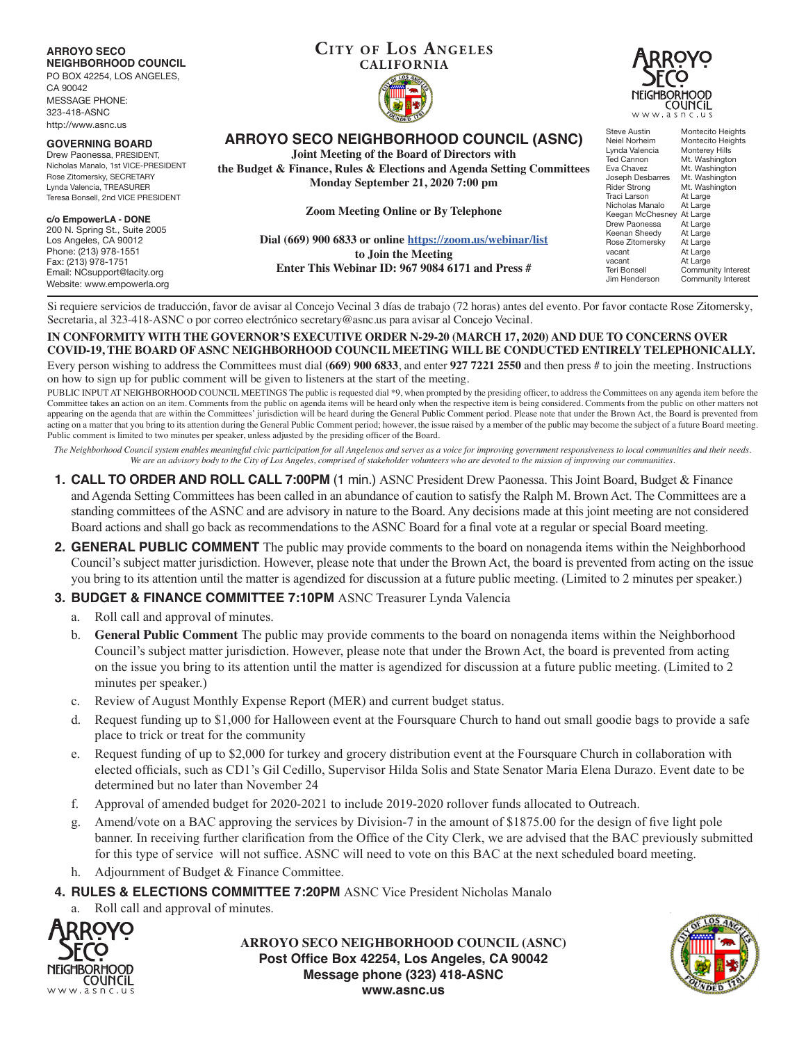**ARROYO SECO NEIGHBORHOOD COUNCIL**
PO BOX 42254, LOS ANGELES, CA 90042
MESSAGE PHONE: 323-418-ASNC
http://www.asnc.us

**GOVERNING BOARD**
Drew Paonessa, PRESIDENT,
Nicholas Manalo, 1st VICE-PRESIDENT
Rose Zitomersky, SECRETARY
Lynda Valencia, TREASURER
Teresa Bonsell, 2nd VICE PRESIDENT

**c/o EmpowerLA - DONE**
200 N. Spring St., Suite 2005
Los Angeles, CA 90012
Phone: (213) 978-1551
Fax: (213) 978-1751
Email: NCsupport@lacity.org
Website: www.empowerla.org

**CITY OF LOS ANGELES**
**CALIFORNIA**

| Steve Austin | Montecito Heights |
|---|---|
| Neiel Norheim | Montecito Heights |
| Lynda Valencia | Monterey Hills |
| Ted Cannon | Mt. Washington |
| Eva Chavez | Mt. Washington |
| Joseph Desbarres | Mt. Washington |
| Rider Strong | Mt. Washington |
| Traci Larson | At Large |
| Nicholas Manalo | At Large |
| Keegan McChesney | At Large |
| Drew Paonessa | At Large |
| Keenan Sheedy | At Large |
| Rose Zitomersky | At Large |
| vacant | At Large |
| vacant | At Large |
| Teri Bonsell | Community Interest |
| Jim Henderson | Community Interest |

# ARROYO SECO NEIGHBORHOOD COUNCIL (ASNC)

**Joint Meeting of the Board of Directors with the Budget & Finance, Rules & Elections and Agenda Setting Committees**
**Monday September 21, 2020 7:00 pm**

**Zoom Meeting Online or By Telephone**

**Dial (669) 900 6833 or online https://zoom.us/webinar/list to Join the Meeting**
**Enter This Webinar ID: 967 9084 6171 and Press #**

Si requiere servicios de traducción, favor de avisar al Concejo Vecinal 3 días de trabajo (72 horas) antes del evento. Por favor contacte Rose Zitomersky, Secretaria, al 323-418-ASNC o por correo electrónico secretary@asnc.us para avisar al Concejo Vecinal.

**IN CONFORMITY WITH THE GOVERNOR'S EXECUTIVE ORDER N-29-20 (MARCH 17, 2020) AND DUE TO CONCERNS OVER COVID-19, THE BOARD OF ASNC NEIGHBORHOOD COUNCIL MEETING WILL BE CONDUCTED ENTIRELY TELEPHONICALLY.**

Every person wishing to address the Committees must dial **(669) 900 6833**, and enter **927 7221 2550** and then press # to join the meeting. Instructions on how to sign up for public comment will be given to listeners at the start of the meeting.

PUBLIC INPUT AT NEIGHBORHOOD COUNCIL MEETINGS The public is requested dial *9, when prompted by the presiding officer, to address the Committees on any agenda item before the Committee takes an action on an item. Comments from the public on agenda items will be heard only when the respective item is being considered. Comments from the public on other matters not appearing on the agenda that are within the Committees' jurisdiction will be heard during the General Public Comment period. Please note that under the Brown Act, the Board is prevented from acting on a matter that you bring to its attention during the General Public Comment period; however, the issue raised by a member of the public may become the subject of a future Board meeting. Public comment is limited to two minutes per speaker, unless adjusted by the presiding officer of the Board.

*The Neighborhood Council system enables meaningful civic participation for all Angelenos and serves as a voice for improving government responsiveness to local communities and their needs. We are an advisory body to the City of Los Angeles, comprised of stakeholder volunteers who are devoted to the mission of improving our communities.*

1. **CALL TO ORDER AND ROLL CALL 7:00PM** (1 min.) ASNC President Drew Paonessa. This Joint Board, Budget & Finance and Agenda Setting Committees has been called in an abundance of caution to satisfy the Ralph M. Brown Act. The Committees are a standing committees of the ASNC and are advisory in nature to the Board. Any decisions made at this joint meeting are not considered Board actions and shall go back as recommendations to the ASNC Board for a final vote at a regular or special Board meeting.
2. **GENERAL PUBLIC COMMENT** The public may provide comments to the board on nonagenda items within the Neighborhood Council's subject matter jurisdiction. However, please note that under the Brown Act, the board is prevented from acting on the issue you bring to its attention until the matter is agendized for discussion at a future public meeting. (Limited to 2 minutes per speaker.)
3. **BUDGET & FINANCE COMMITTEE 7:10PM** ASNC Treasurer Lynda Valencia
   a. Roll call and approval of minutes.
   b. **General Public Comment** The public may provide comments to the board on nonagenda items within the Neighborhood Council's subject matter jurisdiction. However, please note that under the Brown Act, the board is prevented from acting on the issue you bring to its attention until the matter is agendized for discussion at a future public meeting. (Limited to 2 minutes per speaker.)
   c. Review of August Monthly Expense Report (MER) and current budget status.
   d. Request funding up to $1,000 for Halloween event at the Foursquare Church to hand out small goodie bags to provide a safe place to trick or treat for the community
   e. Request funding of up to $2,000 for turkey and grocery distribution event at the Foursquare Church in collaboration with elected officials, such as CD1's Gil Cedillo, Supervisor Hilda Solis and State Senator Maria Elena Durazo. Event date to be determined but no later than November 24
   f. Approval of amended budget for 2020-2021 to include 2019-2020 rollover funds allocated to Outreach.
   g. Amend/vote on a BAC approving the services by Division-7 in the amount of $1875.00 for the design of five light pole banner. In receiving further clarification from the Office of the City Clerk, we are advised that the BAC previously submitted for this type of service will not suffice. ASNC will need to vote on this BAC at the next scheduled board meeting.
   h. Adjournment of Budget & Finance Committee.
4. **RULES & ELECTIONS COMMITTEE 7:20PM** ASNC Vice President Nicholas Manalo
   a. Roll call and approval of minutes.

**ARROYO SECO NEIGHBORHOOD COUNCIL (ASNC)**
**Post Office Box 42254, Los Angeles, CA 90042**
**Message phone (323) 418-ASNC**
**www.asnc.us**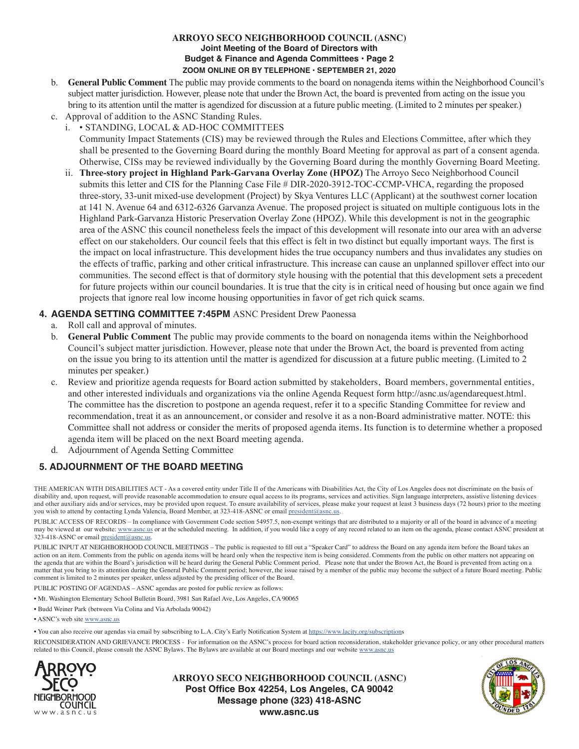b. **General Public Comment** The public may provide comments to the board on nonagenda items within the Neighborhood Council's subject matter jurisdiction. However, please note that under the Brown Act, the board is prevented from acting on the issue you bring to its attention until the matter is agendized for discussion at a future public meeting. (Limited to 2 minutes per speaker.)

c. Approval of addition to the ASNC Standing Rules.

   i. • STANDING, LOCAL & AD-HOC COMMITTEES
   Community Impact Statements (CIS) may be reviewed through the Rules and Elections Committee, after which they shall be presented to the Governing Board during the monthly Board Meeting for approval as part of a consent agenda. Otherwise, CISs may be reviewed individually by the Governing Board during the monthly Governing Board Meeting.

   ii. **Three-story project in Highland Park-Garvana Overlay Zone (HPOZ)** The Arroyo Seco Neighborhood Council submits this letter and CIS for the Planning Case File # DIR-2020-3912-TOC-CCMP-VHCA, regarding the proposed three-story, 33-unit mixed-use development (Project) by Skya Ventures LLC (Applicant) at the southwest corner location at 141 N. Avenue 64 and 6312-6326 Garvanza Avenue. The proposed project is situated on multiple contiguous lots in the Highland Park-Garvanza Historic Preservation Overlay Zone (HPOZ). While this development is not in the geographic area of the ASNC this council nonetheless feels the impact of this development will resonate into our area with an adverse effect on our stakeholders. Our council feels that this effect is felt in two distinct but equally important ways. The first is the impact on local infrastructure. This development hides the true occupancy numbers and thus invalidates any studies on the effects of traffic, parking and other critical infrastructure. This increase can cause an unplanned spillover effect into our communities. The second effect is that of dormitory style housing with the potential that this development sets a precedent for future projects within our council boundaries. It is true that the city is in critical need of housing but once again we find projects that ignore real low income housing opportunities in favor of get rich quick scams.

## 4. AGENDA SETTING COMMITTEE 7:45PM ASNC President Drew Paonessa

a. Roll call and approval of minutes.

b. **General Public Comment** The public may provide comments to the board on nonagenda items within the Neighborhood Council's subject matter jurisdiction. However, please note that under the Brown Act, the board is prevented from acting on the issue you bring to its attention until the matter is agendized for discussion at a future public meeting. (Limited to 2 minutes per speaker.)

c. Review and prioritize agenda requests for Board action submitted by stakeholders, Board members, governmental entities, and other interested individuals and organizations via the online Agenda Request form http://asnc.us/agendarequest.html. The committee has the discretion to postpone an agenda request, refer it to a specific Standing Committee for review and recommendation, treat it as an announcement, or consider and resolve it as a non-Board administrative matter. NOTE: this Committee shall not address or consider the merits of proposed agenda items. Its function is to determine whether a proposed agenda item will be placed on the next Board meeting agenda.

d. Adjournment of Agenda Setting Committee

## 5. ADJOURNMENT OF THE BOARD MEETING

THE AMERICAN WITH DISABILITIES ACT - As a covered entity under Title II of the Americans with Disabilities Act, the City of Los Angeles does not discriminate on the basis of disability and, upon request, will provide reasonable accommodation to ensure equal access to its programs, services and activities. Sign language interpreters, assistive listening devices and other auxiliary aids and/or services, may be provided upon request. To ensure availability of services, please make your request at least 3 business days (72 hours) prior to the meeting you wish to attend by contacting Lynda Valencia, Board Member, at 323-418-ASNC or email president@asnc.us.

PUBLIC ACCESS OF RECORDS – In compliance with Government Code section 54957.5, non-exempt writings that are distributed to a majority or all of the board in advance of a meeting may be viewed at our website: www.asnc.us or at the scheduled meeting. In addition, if you would like a copy of any record related to an item on the agenda, please contact ASNC president at 323-418-ASNC or email president@asnc.us.

PUBLIC INPUT AT NEIGHBORHOOD COUNCIL MEETINGS – The public is requested to fill out a "Speaker Card" to address the Board on any agenda item before the Board takes an action on an item. Comments from the public on agenda items will be heard only when the respective item is being considered. Comments from the public on other matters not appearing on the agenda that are within the Board's jurisdiction will be heard during the General Public Comment period. Please note that under the Brown Act, the Board is prevented from acting on a matter that you bring to its attention during the General Public Comment period; however, the issue raised by a member of the public may become the subject of a future Board meeting. Public comment is limited to 2 minutes per speaker, unless adjusted by the presiding officer of the Board.

PUBLIC POSTING OF AGENDAS – ASNC agendas are posted for public review as follows:

- Mt. Washington Elementary School Bulletin Board, 3981 San Rafael Ave, Los Angeles, CA 90065
- Budd Weiner Park (between Via Colina and Via Arbolada 90042)
- ASNC's web site www.asnc.us
- You can also receive our agendas via email by subscribing to L.A. City's Early Notification System at https://www.lacity.org/subscriptions

RECONSIDERATION AND GRIEVANCE PROCESS - For information on the ASNC's process for board action reconsideration, stakeholder grievance policy, or any other procedural matters related to this Council, please consult the ASNC Bylaws. The Bylaws are available at our Board meetings and our website www.asnc.us

**ARROYO SECO NEIGHBORHOOD COUNCIL (ASNC)**
**Post Office Box 42254, Los Angeles, CA 90042**
**Message phone (323) 418-ASNC**
**www.asnc.us**